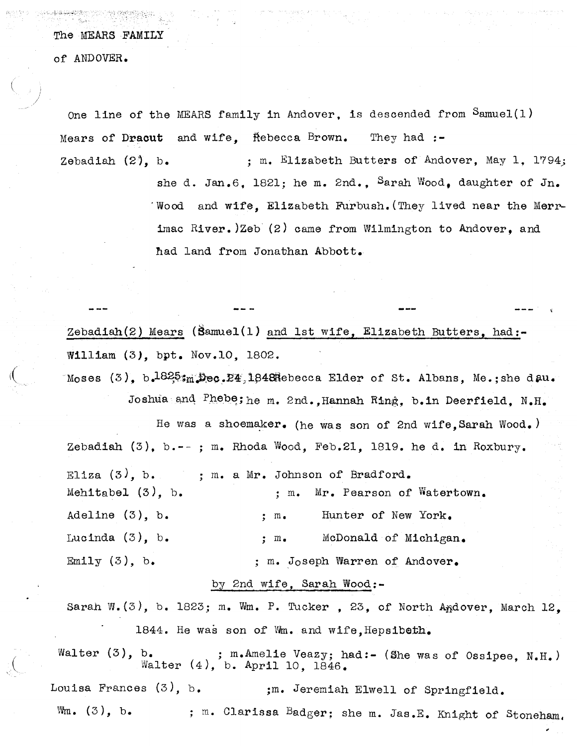The MEARS FAMILY

of ANDOVER.

One line of the MEARS family in Andover, is descended from Samuel(1) Mears of Dracut and wife, Rebecca Brown. They had :-

Zebadiah (2), b. ; m. Elizabeth Butters of Andover, May 1, 1794; she d. Jan.6, 1821; he m. 2nd., Sarah Wood, daughter of Jn. Wood and wife, Elizabeth Furbush.(They lived near the Merrimac River.)Zeb (2) came from Wilmington to Andover, and had land from Jonathan Abbott.

--- --- --- ---

Zebadiah(2) Mears (Samuel(1) and 1st wife, Elizabeth Butters, had:-

William (3), bpt. Nov.10, 1802.

Moses (3), b.1825;m.Dec.24,1848Rebecca Elder of St. Albans, Me.;she dau. Joshua and Phebe;he m. 2nd.,Hannah Ring, b.in Deerfield, N.H. He was a shoemaker. (he was son of 2nd wife,Sarah Wood.)

Zebadiah (3), b.-- ; m. Rhoda Wood, Feb.21, 1819. he d. in Roxbury.

Eliza (3), b. ; m. a Mr. Johnson of Bradford.

Mehitabel (3), b. ; m. Mr. Pearson of Watertown.

Adeline (3), b. ; m. Hunter of New York.

Lucinda (3), b. ; m. McDonald of Michigan.

Emily (3), b. ; m. Joseph Warren of Andover.

by 2nd wife, Sarah Wood:-

Sarah W.(3), b. 1823; m. Wm. P. Tucker , 23, of North Andover, March 12, 1844. He was son of Wm. and wife,Hepsibeth.

Walter (3), b. ; m.Amelie Veazy; had:- (She was of Ossipee, N.H.)
Walter (4), b. April 10, 1846.

Louisa Frances (3), b. ;m. Jeremiah Elwell of Springfield.

Wm. (3), b. ; m. Clarissa Badger; she m. Jas.E. Knight of Stoneham.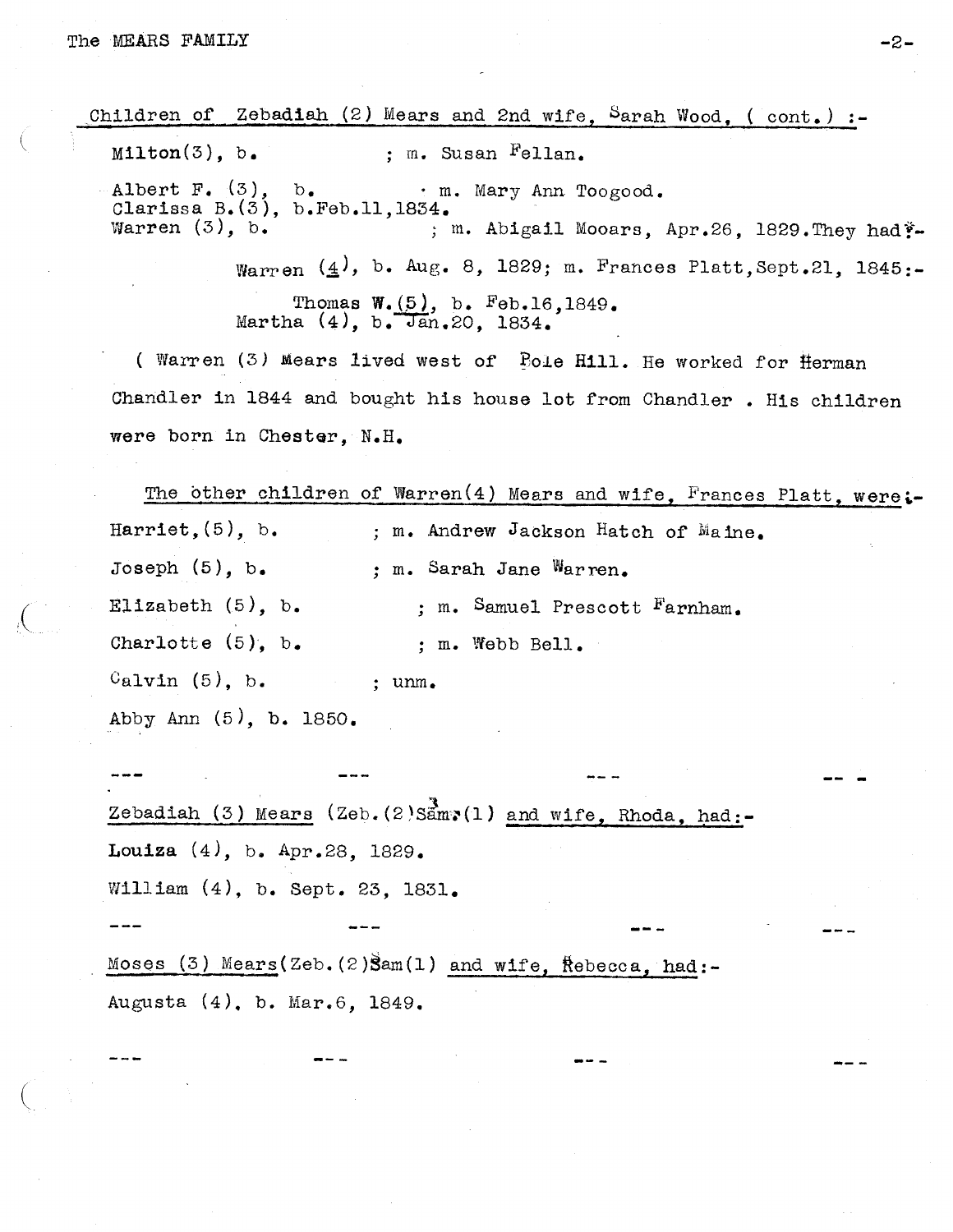Children of Zebadiah (2) Mears and 2nd wife, Sarah Wood, ( cont. ) :-

Milton(3), b. ; m. Susan Fellan.

Albert F. (3), b. · m. Mary Ann Toogood.
Clarissa B.(3), b.Feb.11,1834.
Warren (3), b. ; m. Abigail Mooars, Apr.26, 1829.They had:-

Warren (4), b. Aug. 8, 1829; m. Frances Platt,Sept.21, 1845:-

Thomas W.(5), b. Feb.16,1849.
Martha (4), b. Jan.20, 1834.

( Warren (3) Mears lived west of Pole Hill. He worked for Herman Chandler in 1844 and bought his house lot from Chandler . His children were born in Chester, N.H.

The other children of Warren(4) Mears and wife, Frances Platt, were:-

Harriet,(5), b. ; m. Andrew Jackson Hatch of Maine.

Joseph (5), b. ; m. Sarah Jane Warren.

Elizabeth (5), b. ; m. Samuel Prescott Farnham.

Charlotte (5), b. ; m. Webb Bell.

Calvin (5), b. ; unm.

Abby Ann (5), b. 1850.

--- --- --- ---

Zebadiah (3) Mears (Zeb.(2)Sam.(1) and wife, Rhoda, had:-

Louiza (4), b. Apr.28, 1829.

William (4), b. Sept. 23, 1831.

--- --- --- ---

Moses (3) Mears(Zeb.(2)Sam(1) and wife, Rebecca, had:-

Augusta (4), b. Mar.6, 1849.

--- --- --- ---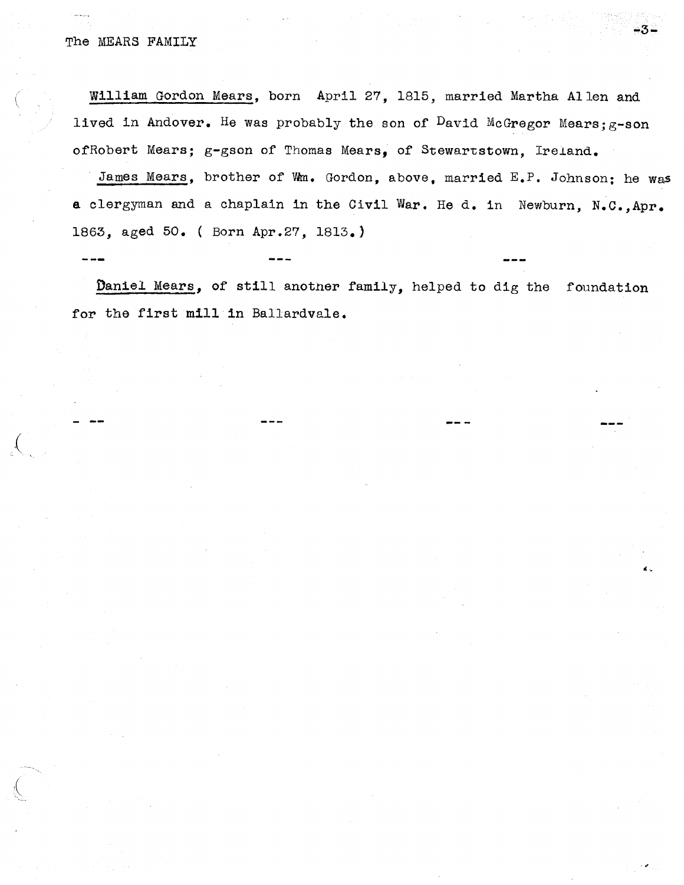William Gordon Mears, born April 27, 1815, married Martha Allen and lived in Andover. He was probably the son of David McGregor Mears; g-son ofRobert Mears; g-gson of Thomas Mears, of Stewartstown, Ireland.

James Mears, brother of Wm. Gordon, above, married E.P. Johnson; he was a clergyman and a chaplain in the Civil War. He d. in Newburn, N.C., Apr. 1863, aged 50. ( Born Apr.27, 1813.)

--- --- ---

Daniel Mears, of still another family, helped to dig the foundation for the first mill in Ballardvale.

--- --- --- ---